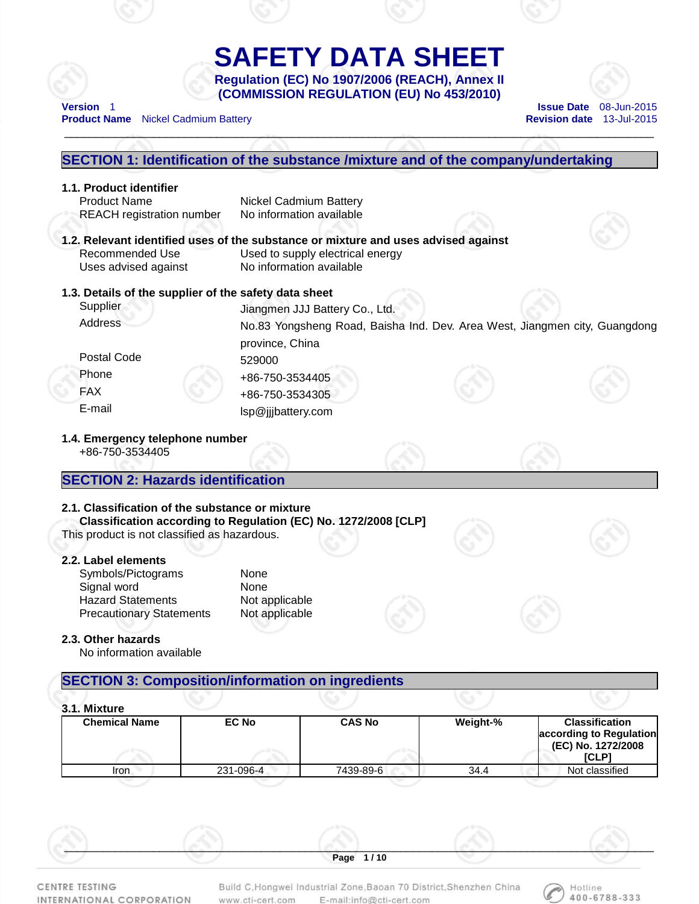# SAFETY DATA SHEET

**Regulation (EC) No 1907/2006 (REACH), Annex II**
**(COMMISSION REGULATION (EU) No 453/2010)**

**Version** 1
**Product Name** Nickel Cadmium Battery

**Issue Date** 08-Jun-2015
**Revision date** 13-Jul-2015

## SECTION 1: Identification of the substance /mixture and of the company/undertaking

### 1.1. Product identifier

| | |
|---|---|
| Product Name | Nickel Cadmium Battery |
| REACH registration number | No information available |

### 1.2. Relevant identified uses of the substance or mixture and uses advised against

| | |
|---|---|
| Recommended Use | Used to supply electrical energy |
| Uses advised against | No information available |

### 1.3. Details of the supplier of the safety data sheet

| | |
|---|---|
| Supplier | Jiangmen JJJ Battery Co., Ltd. |
| Address | No.83 Yongsheng Road, Baisha Ind. Dev. Area West, Jiangmen city, Guangdong province, China |
| Postal Code | 529000 |
| Phone | +86-750-3534405 |
| FAX | +86-750-3534305 |
| E-mail | lsp@jjjbattery.com |

### 1.4. Emergency telephone number

+86-750-3534405

## SECTION 2: Hazards identification

### 2.1. Classification of the substance or mixture

**Classification according to Regulation (EC) No. 1272/2008 [CLP]**

This product is not classified as hazardous.

### 2.2. Label elements

| | |
|---|---|
| Symbols/Pictograms | None |
| Signal word | None |
| Hazard Statements | Not applicable |
| Precautionary Statements | Not applicable |

### 2.3. Other hazards

No information available

## SECTION 3: Composition/information on ingredients

### 3.1. Mixture

| Chemical Name | EC No | CAS No | Weight-% | Classification according to Regulation (EC) No. 1272/2008 [CLP] |
|---|---|---|---|---|
| Iron | 231-096-4 | 7439-89-6 | 34.4 | Not classified |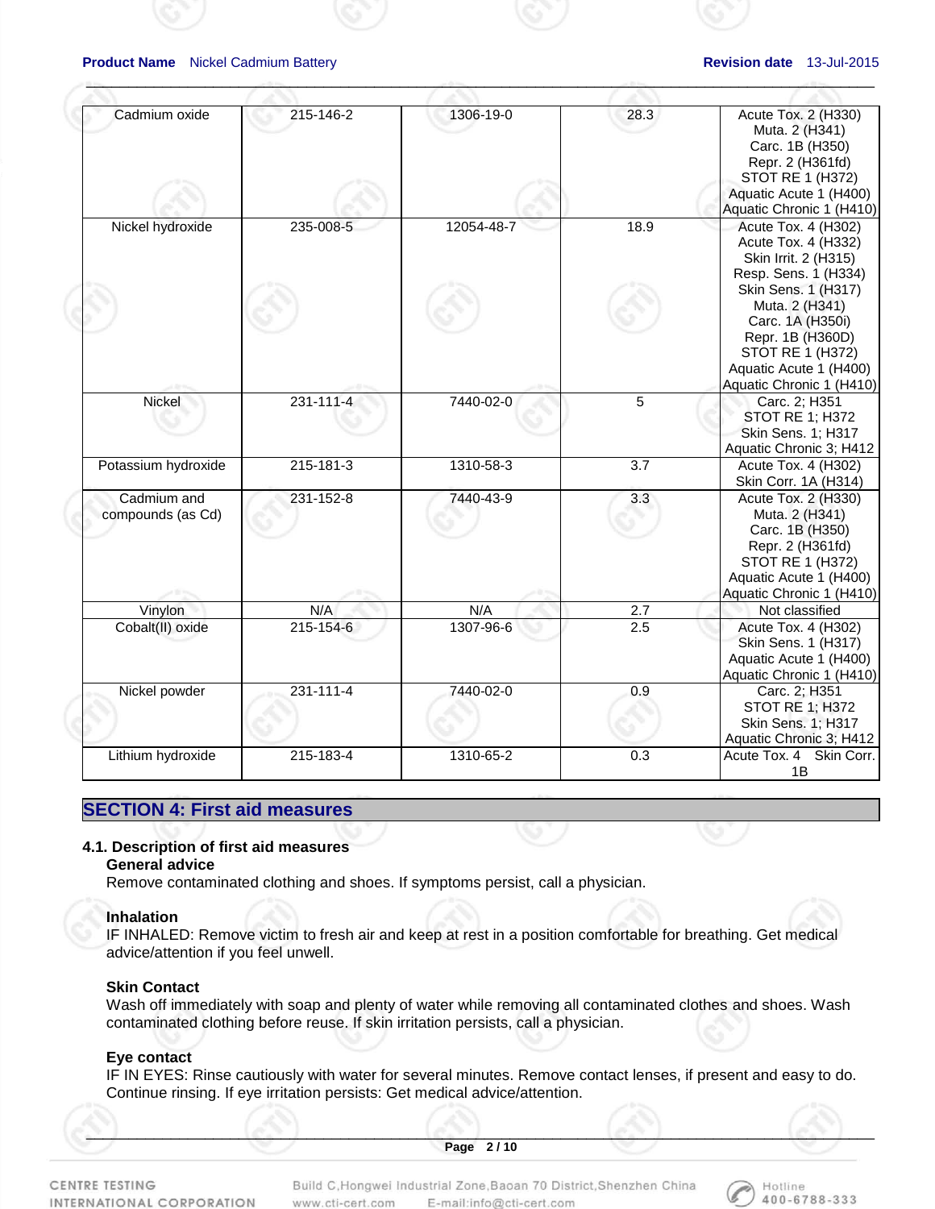| Cadmium oxide | 215-146-2 | 1306-19-0 | 28.3 | Acute Tox. 2 (H330)<br>Muta. 2 (H341)<br>Carc. 1B (H350)<br>Repr. 2 (H361fd)<br>STOT RE 1 (H372)<br>Aquatic Acute 1 (H400)<br>Aquatic Chronic 1 (H410) |
|---|---|---|---|---|
| Nickel hydroxide | 235-008-5 | 12054-48-7 | 18.9 | Acute Tox. 4 (H302)<br>Acute Tox. 4 (H332)<br>Skin Irrit. 2 (H315)<br>Resp. Sens. 1 (H334)<br>Skin Sens. 1 (H317)<br>Muta. 2 (H341)<br>Carc. 1A (H350i)<br>Repr. 1B (H360D)<br>STOT RE 1 (H372)<br>Aquatic Acute 1 (H400)<br>Aquatic Chronic 1 (H410) |
| Nickel | 231-111-4 | 7440-02-0 | 5 | Carc. 2; H351<br>STOT RE 1; H372<br>Skin Sens. 1; H317<br>Aquatic Chronic 3; H412 |
| Potassium hydroxide | 215-181-3 | 1310-58-3 | 3.7 | Acute Tox. 4 (H302)<br>Skin Corr. 1A (H314) |
| Cadmium and compounds (as Cd) | 231-152-8 | 7440-43-9 | 3.3 | Acute Tox. 2 (H330)<br>Muta. 2 (H341)<br>Carc. 1B (H350)<br>Repr. 2 (H361fd)<br>STOT RE 1 (H372)<br>Aquatic Acute 1 (H400)<br>Aquatic Chronic 1 (H410) |
| Vinylon | N/A | N/A | 2.7 | Not classified |
| Cobalt(II) oxide | 215-154-6 | 1307-96-6 | 2.5 | Acute Tox. 4 (H302)<br>Skin Sens. 1 (H317)<br>Aquatic Acute 1 (H400)<br>Aquatic Chronic 1 (H410) |
| Nickel powder | 231-111-4 | 7440-02-0 | 0.9 | Carc. 2; H351<br>STOT RE 1; H372<br>Skin Sens. 1; H317<br>Aquatic Chronic 3; H412 |
| Lithium hydroxide | 215-183-4 | 1310-65-2 | 0.3 | Acute Tox. 4 Skin Corr. 1B |

## SECTION 4: First aid measures

### 4.1. Description of first aid measures

**General advice**

Remove contaminated clothing and shoes. If symptoms persist, call a physician.

**Inhalation**

IF INHALED: Remove victim to fresh air and keep at rest in a position comfortable for breathing. Get medical advice/attention if you feel unwell.

**Skin Contact**

Wash off immediately with soap and plenty of water while removing all contaminated clothes and shoes. Wash contaminated clothing before reuse. If skin irritation persists, call a physician.

**Eye contact**

IF IN EYES: Rinse cautiously with water for several minutes. Remove contact lenses, if present and easy to do. Continue rinsing. If eye irritation persists: Get medical advice/attention.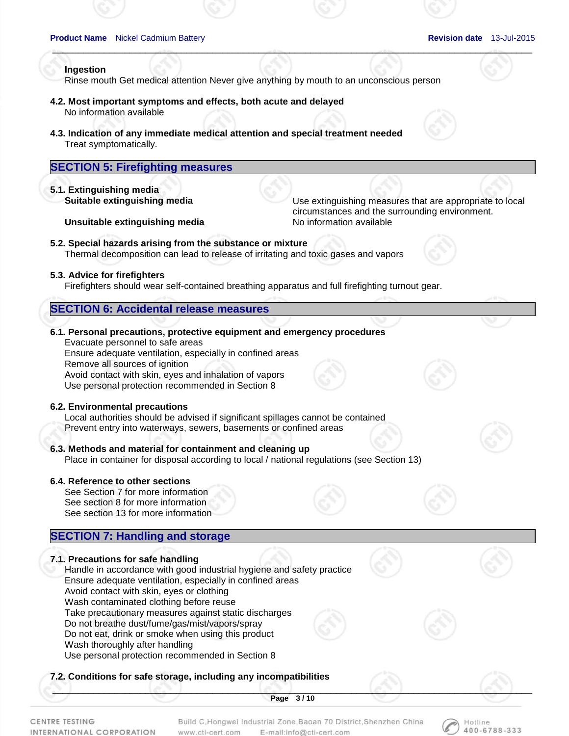**Ingestion**
Rinse mouth Get medical attention Never give anything by mouth to an unconscious person

**4.2. Most important symptoms and effects, both acute and delayed**
No information available

**4.3. Indication of any immediate medical attention and special treatment needed**
Treat symptomatically.

## SECTION 5: Firefighting measures

**5.1. Extinguishing media**

| | |
|---|---|
| **Suitable extinguishing media** | Use extinguishing measures that are appropriate to local circumstances and the surrounding environment. |
| **Unsuitable extinguishing media** | No information available |

**5.2. Special hazards arising from the substance or mixture**
Thermal decomposition can lead to release of irritating and toxic gases and vapors

**5.3. Advice for firefighters**
Firefighters should wear self-contained breathing apparatus and full firefighting turnout gear.

## SECTION 6: Accidental release measures

**6.1. Personal precautions, protective equipment and emergency procedures**
Evacuate personnel to safe areas
Ensure adequate ventilation, especially in confined areas
Remove all sources of ignition
Avoid contact with skin, eyes and inhalation of vapors
Use personal protection recommended in Section 8

**6.2. Environmental precautions**
Local authorities should be advised if significant spillages cannot be contained
Prevent entry into waterways, sewers, basements or confined areas

**6.3. Methods and material for containment and cleaning up**
Place in container for disposal according to local / national regulations (see Section 13)

**6.4. Reference to other sections**
See Section 7 for more information
See section 8 for more information
See section 13 for more information

## SECTION 7: Handling and storage

**7.1. Precautions for safe handling**
Handle in accordance with good industrial hygiene and safety practice
Ensure adequate ventilation, especially in confined areas
Avoid contact with skin, eyes or clothing
Wash contaminated clothing before reuse
Take precautionary measures against static discharges
Do not breathe dust/fume/gas/mist/vapors/spray
Do not eat, drink or smoke when using this product
Wash thoroughly after handling
Use personal protection recommended in Section 8

**7.2. Conditions for safe storage, including any incompatibilities**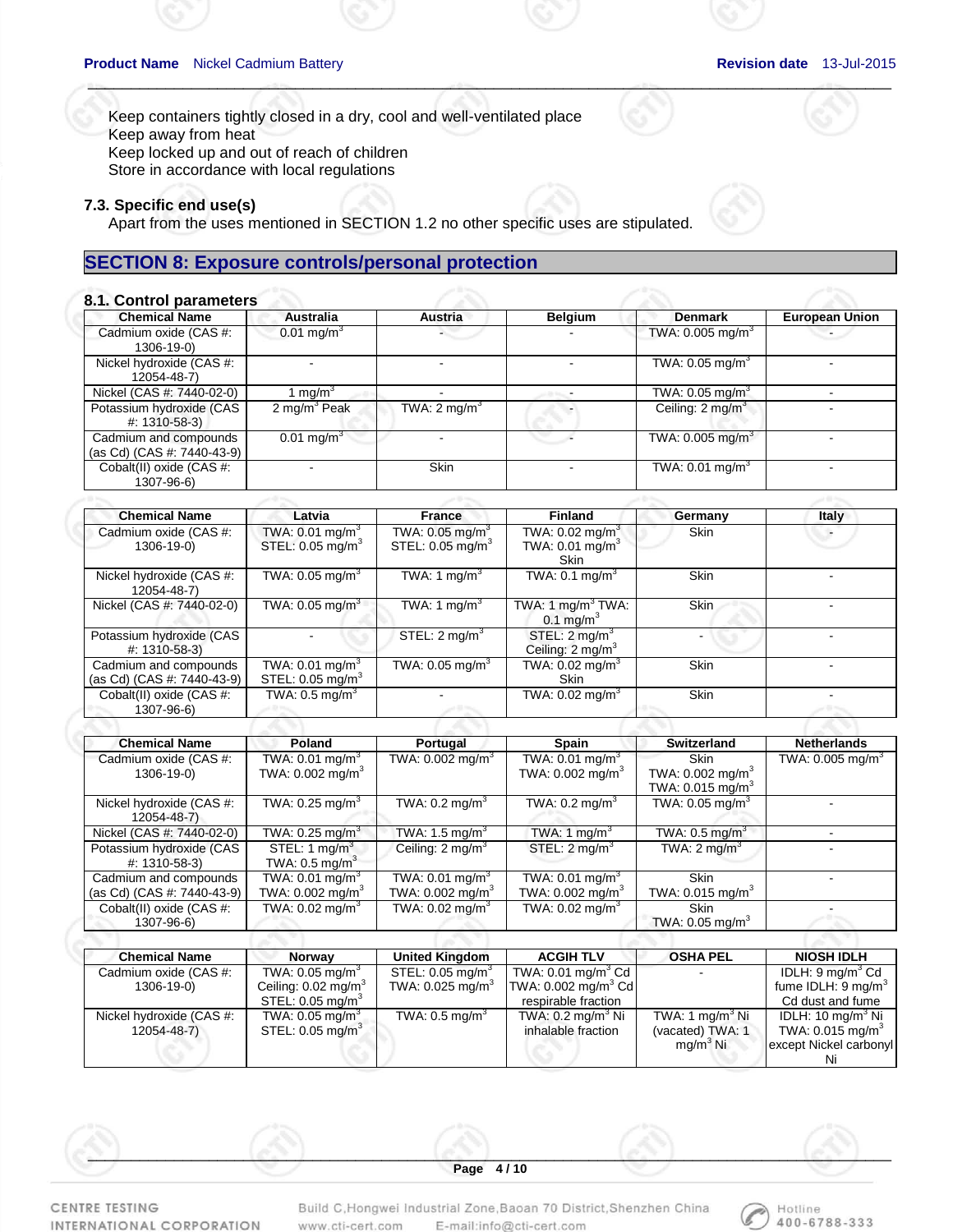Keep containers tightly closed in a dry, cool and well-ventilated place
Keep away from heat
Keep locked up and out of reach of children
Store in accordance with local regulations

### 7.3. Specific end use(s)

Apart from the uses mentioned in SECTION 1.2 no other specific uses are stipulated.

## SECTION 8: Exposure controls/personal protection

### 8.1. Control parameters

| Chemical Name | Australia | Austria | Belgium | Denmark | European Union |
|---|---|---|---|---|---|
| Cadmium oxide (CAS #: 1306-19-0) | 0.01 mg/m$^3$ | - | - | TWA: 0.005 mg/m$^3$ | - |
| Nickel hydroxide (CAS #: 12054-48-7) | - | - | - | TWA: 0.05 mg/m$^3$ | - |
| Nickel (CAS #: 7440-02-0) | 1 mg/m$^3$ | - | - | TWA: 0.05 mg/m$^3$ | - |
| Potassium hydroxide (CAS #: 1310-58-3) | 2 mg/m$^3$ Peak | TWA: 2 mg/m$^3$ | - | Ceiling: 2 mg/m$^3$ | - |
| Cadmium and compounds (as Cd) (CAS #: 7440-43-9) | 0.01 mg/m$^3$ | - | - | TWA: 0.005 mg/m$^3$ | - |
| Cobalt(II) oxide (CAS #: 1307-96-6) | - | Skin | - | TWA: 0.01 mg/m$^3$ | - |

| Chemical Name | Latvia | France | Finland | Germany | Italy |
|---|---|---|---|---|---|
| Cadmium oxide (CAS #: 1306-19-0) | TWA: 0.01 mg/m$^3$ STEL: 0.05 mg/m$^3$ | TWA: 0.05 mg/m$^3$ STEL: 0.05 mg/m$^3$ | TWA: 0.02 mg/m$^3$ TWA: 0.01 mg/m$^3$ Skin | Skin | - |
| Nickel hydroxide (CAS #: 12054-48-7) | TWA: 0.05 mg/m$^3$ | TWA: 1 mg/m$^3$ | TWA: 0.1 mg/m$^3$ | Skin | - |
| Nickel (CAS #: 7440-02-0) | TWA: 0.05 mg/m$^3$ | TWA: 1 mg/m$^3$ | TWA: 1 mg/m$^3$ TWA: 0.1 mg/m$^3$ | Skin | - |
| Potassium hydroxide (CAS #: 1310-58-3) | - | STEL: 2 mg/m$^3$ | STEL: 2 mg/m$^3$ Ceiling: 2 mg/m$^3$ | - | - |
| Cadmium and compounds (as Cd) (CAS #: 7440-43-9) | TWA: 0.01 mg/m$^3$ STEL: 0.05 mg/m$^3$ | TWA: 0.05 mg/m$^3$ | TWA: 0.02 mg/m$^3$ Skin | Skin | - |
| Cobalt(II) oxide (CAS #: 1307-96-6) | TWA: 0.5 mg/m$^3$ | - | TWA: 0.02 mg/m$^3$ | Skin | - |

| Chemical Name | Poland | Portugal | Spain | Switzerland | Netherlands |
|---|---|---|---|---|---|
| Cadmium oxide (CAS #: 1306-19-0) | TWA: 0.01 mg/m$^3$ TWA: 0.002 mg/m$^3$ | TWA: 0.002 mg/m$^3$ | TWA: 0.01 mg/m$^3$ TWA: 0.002 mg/m$^3$ | Skin TWA: 0.002 mg/m$^3$ TWA: 0.015 mg/m$^3$ | TWA: 0.005 mg/m$^3$ |
| Nickel hydroxide (CAS #: 12054-48-7) | TWA: 0.25 mg/m$^3$ | TWA: 0.2 mg/m$^3$ | TWA: 0.2 mg/m$^3$ | TWA: 0.05 mg/m$^3$ | - |
| Nickel (CAS #: 7440-02-0) | TWA: 0.25 mg/m$^3$ | TWA: 1.5 mg/m$^3$ | TWA: 1 mg/m$^3$ | TWA: 0.5 mg/m$^3$ | - |
| Potassium hydroxide (CAS #: 1310-58-3) | STEL: 1 mg/m$^3$ TWA: 0.5 mg/m$^3$ | Ceiling: 2 mg/m$^3$ | STEL: 2 mg/m$^3$ | TWA: 2 mg/m$^3$ | - |
| Cadmium and compounds (as Cd) (CAS #: 7440-43-9) | TWA: 0.01 mg/m$^3$ TWA: 0.002 mg/m$^3$ | TWA: 0.01 mg/m$^3$ TWA: 0.002 mg/m$^3$ | TWA: 0.01 mg/m$^3$ TWA: 0.002 mg/m$^3$ | Skin TWA: 0.015 mg/m$^3$ | - |
| Cobalt(II) oxide (CAS #: 1307-96-6) | TWA: 0.02 mg/m$^3$ | TWA: 0.02 mg/m$^3$ | TWA: 0.02 mg/m$^3$ | Skin TWA: 0.05 mg/m$^3$ | - |

| Chemical Name | Norway | United Kingdom | ACGIH TLV | OSHA PEL | NIOSH IDLH |
|---|---|---|---|---|---|
| Cadmium oxide (CAS #: 1306-19-0) | TWA: 0.05 mg/m$^3$ Ceiling: 0.02 mg/m$^3$ STEL: 0.05 mg/m$^3$ | STEL: 0.05 mg/m$^3$ TWA: 0.025 mg/m$^3$ | TWA: 0.01 mg/m$^3$ Cd TWA: 0.002 mg/m$^3$ Cd respirable fraction | - | IDLH: 9 mg/m$^3$ Cd fume IDLH: 9 mg/m$^3$ Cd dust and fume |
| Nickel hydroxide (CAS #: 12054-48-7) | TWA: 0.05 mg/m$^3$ STEL: 0.05 mg/m$^3$ | TWA: 0.5 mg/m$^3$ | TWA: 0.2 mg/m$^3$ Ni inhalable fraction | TWA: 1 mg/m$^3$ Ni (vacated) TWA: 1 mg/m$^3$ Ni | IDLH: 10 mg/m$^3$ Ni TWA: 0.015 mg/m$^3$ except Nickel carbonyl Ni |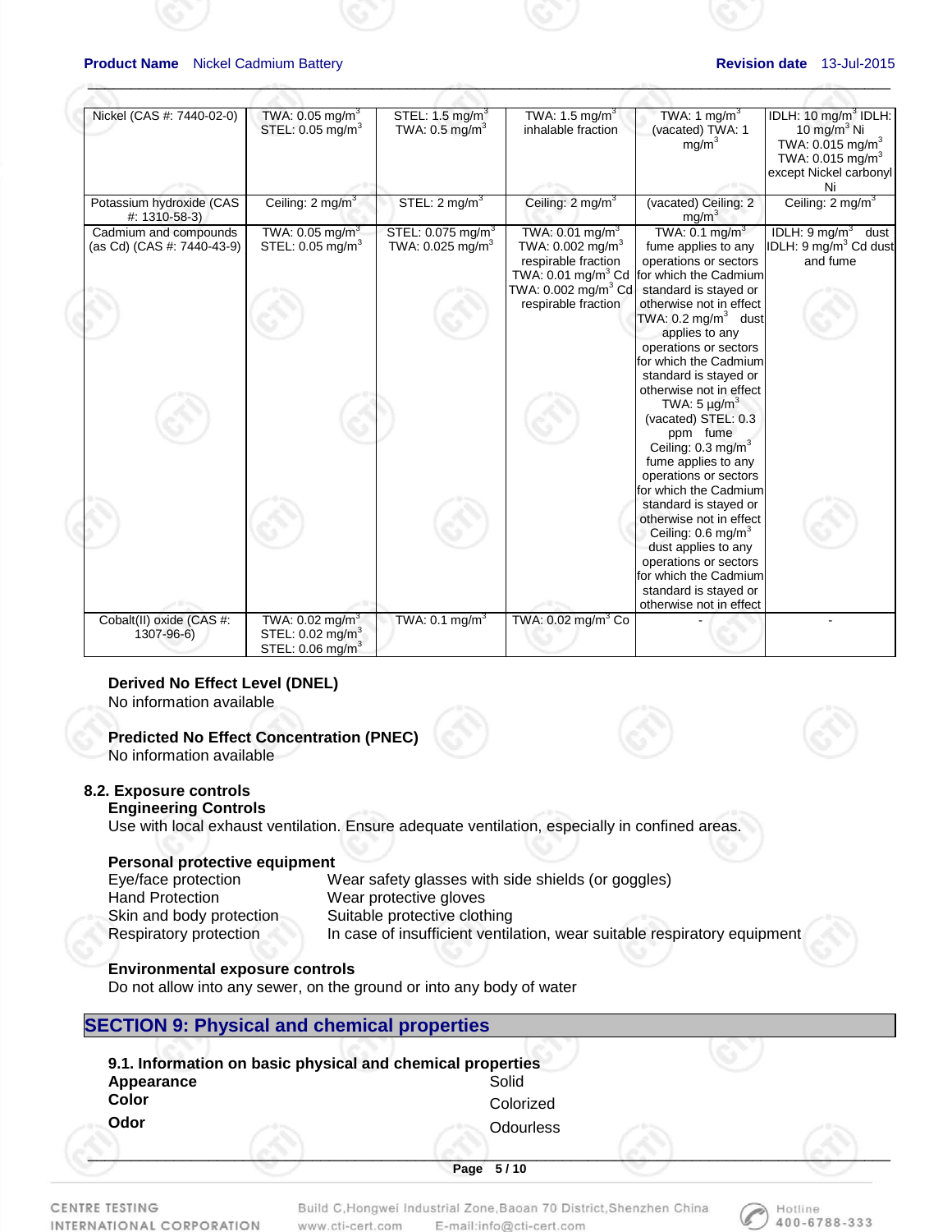| | | | | | |
|---|---|---|---|---|---|
| Nickel (CAS #: 7440-02-0) | TWA: 0.05 mg/m$^3$ STEL: 0.05 mg/m$^3$ | STEL: 1.5 mg/m$^3$ TWA: 0.5 mg/m$^3$ | TWA: 1.5 mg/m$^3$ inhalable fraction | TWA: 1 mg/m$^3$ (vacated) TWA: 1 mg/m$^3$ | IDLH: 10 mg/m$^3$ IDLH: 10 mg/m$^3$ Ni TWA: 0.015 mg/m$^3$ TWA: 0.015 mg/m$^3$ except Nickel carbonyl Ni |
| Potassium hydroxide (CAS #: 1310-58-3) | Ceiling: 2 mg/m$^3$ | STEL: 2 mg/m$^3$ | Ceiling: 2 mg/m$^3$ | (vacated) Ceiling: 2 mg/m$^3$ | Ceiling: 2 mg/m$^3$ |
| Cadmium and compounds (as Cd) (CAS #: 7440-43-9) | TWA: 0.05 mg/m$^3$ STEL: 0.05 mg/m$^3$ | STEL: 0.075 mg/m$^3$ TWA: 0.025 mg/m$^3$ | TWA: 0.01 mg/m$^3$ TWA: 0.002 mg/m$^3$ respirable fraction TWA: 0.01 mg/m$^3$ Cd TWA: 0.002 mg/m$^3$ Cd respirable fraction | TWA: 0.1 mg/m$^3$ fume applies to any operations or sectors for which the Cadmium standard is stayed or otherwise not in effect TWA: 0.2 mg/m$^3$ dust applies to any operations or sectors for which the Cadmium standard is stayed or otherwise not in effect TWA: 5 μg/m$^3$ (vacated) STEL: 0.3 ppm fume Ceiling: 0.3 mg/m$^3$ fume applies to any operations or sectors for which the Cadmium standard is stayed or otherwise not in effect Ceiling: 0.6 mg/m$^3$ dust applies to any operations or sectors for which the Cadmium standard is stayed or otherwise not in effect | IDLH: 9 mg/m$^3$ dust IDLH: 9 mg/m$^3$ Cd dust and fume |
| Cobalt(II) oxide (CAS #: 1307-96-6) | TWA: 0.02 mg/m$^3$ STEL: 0.02 mg/m$^3$ STEL: 0.06 mg/m$^3$ | TWA: 0.1 mg/m$^3$ | TWA: 0.02 mg/m$^3$ Co | - | - |

**Derived No Effect Level (DNEL)**
No information available

**Predicted No Effect Concentration (PNEC)**
No information available

**8.2. Exposure controls**

**Engineering Controls**
Use with local exhaust ventilation. Ensure adequate ventilation, especially in confined areas.

**Personal protective equipment**

| | |
|---|---|
| Eye/face protection | Wear safety glasses with side shields (or goggles) |
| Hand Protection | Wear protective gloves |
| Skin and body protection | Suitable protective clothing |
| Respiratory protection | In case of insufficient ventilation, wear suitable respiratory equipment |

**Environmental exposure controls**
Do not allow into any sewer, on the ground or into any body of water

## SECTION 9: Physical and chemical properties

**9.1. Information on basic physical and chemical properties**

| | |
|---|---|
| **Appearance** | Solid |
| **Color** | Colorized |
| **Odor** | Odourless |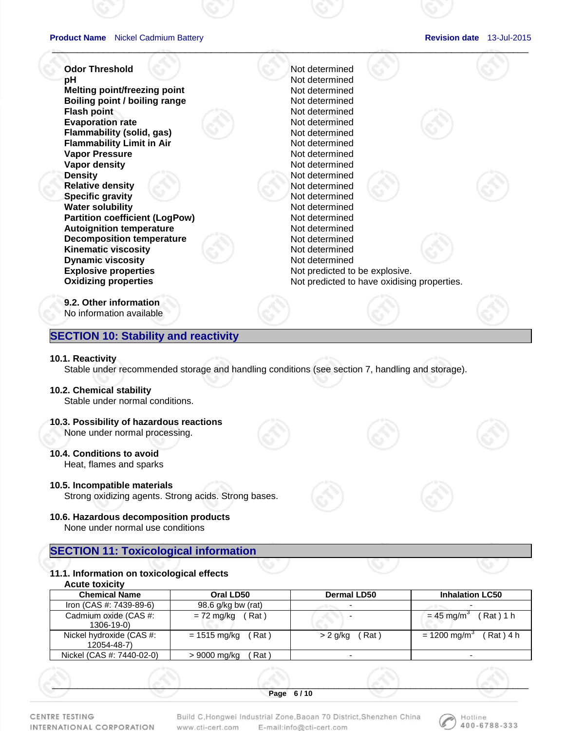| | |
|---|---|
| **Odor Threshold** | Not determined |
| **pH** | Not determined |
| **Melting point/freezing point** | Not determined |
| **Boiling point / boiling range** | Not determined |
| **Flash point** | Not determined |
| **Evaporation rate** | Not determined |
| **Flammability (solid, gas)** | Not determined |
| **Flammability Limit in Air** | Not determined |
| **Vapor Pressure** | Not determined |
| **Vapor density** | Not determined |
| **Density** | Not determined |
| **Relative density** | Not determined |
| **Specific gravity** | Not determined |
| **Water solubility** | Not determined |
| **Partition coefficient (LogPow)** | Not determined |
| **Autoignition temperature** | Not determined |
| **Decomposition temperature** | Not determined |
| **Kinematic viscosity** | Not determined |
| **Dynamic viscosity** | Not determined |
| **Explosive properties** | Not predicted to be explosive. |
| **Oxidizing properties** | Not predicted to have oxidising properties. |

**9.2. Other information**
No information available

## SECTION 10: Stability and reactivity

**10.1. Reactivity**
Stable under recommended storage and handling conditions (see section 7, handling and storage).

**10.2. Chemical stability**
Stable under normal conditions.

**10.3. Possibility of hazardous reactions**
None under normal processing.

**10.4. Conditions to avoid**
Heat, flames and sparks

**10.5. Incompatible materials**
Strong oxidizing agents. Strong acids. Strong bases.

**10.6. Hazardous decomposition products**
None under normal use conditions

## SECTION 11: Toxicological information

**11.1. Information on toxicological effects**
**Acute toxicity**

| Chemical Name | Oral LD50 | Dermal LD50 | Inhalation LC50 |
|---|---|---|---|
| Iron (CAS #: 7439-89-6) | 98.6 g/kg bw (rat) | - | - |
| Cadmium oxide (CAS #: 1306-19-0) | = 72 mg/kg ( Rat ) | - | = 45 mg/m$^3$ ( Rat ) 1 h |
| Nickel hydroxide (CAS #: 12054-48-7) | = 1515 mg/kg ( Rat ) | > 2 g/kg ( Rat ) | = 1200 mg/m$^3$ ( Rat ) 4 h |
| Nickel (CAS #: 7440-02-0) | > 9000 mg/kg ( Rat ) | - | - |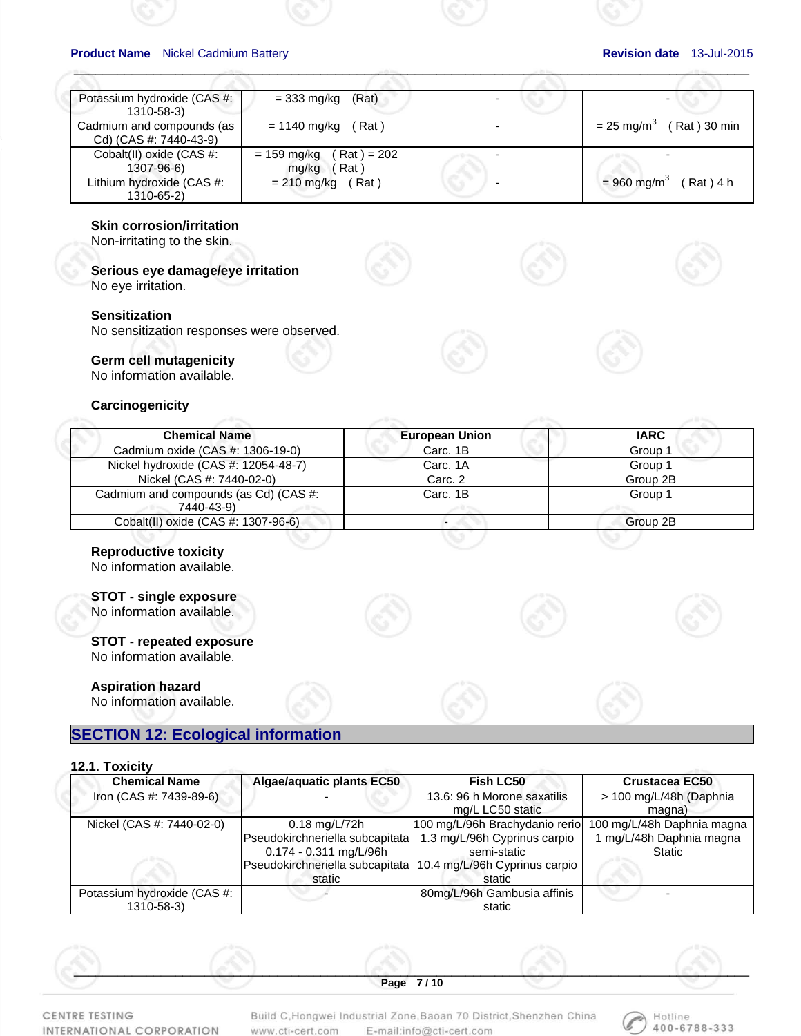| | | | |
|---|---|---|---|
| Potassium hydroxide (CAS #: 1310-58-3) | = 333 mg/kg (Rat) | - | - |
| Cadmium and compounds (as Cd) (CAS #: 7440-43-9) | = 1140 mg/kg ( Rat ) | - | = 25 mg/m$^3$ ( Rat ) 30 min |
| Cobalt(II) oxide (CAS #: 1307-96-6) | = 159 mg/kg ( Rat ) = 202 mg/kg ( Rat ) | - | - |
| Lithium hydroxide (CAS #: 1310-65-2) | = 210 mg/kg ( Rat ) | - | = 960 mg/m$^3$ ( Rat ) 4 h |

**Skin corrosion/irritation**
Non-irritating to the skin.

**Serious eye damage/eye irritation**
No eye irritation.

**Sensitization**
No sensitization responses were observed.

**Germ cell mutagenicity**
No information available.

**Carcinogenicity**

| Chemical Name | European Union | IARC |
|---|---|---|
| Cadmium oxide (CAS #: 1306-19-0) | Carc. 1B | Group 1 |
| Nickel hydroxide (CAS #: 12054-48-7) | Carc. 1A | Group 1 |
| Nickel (CAS #: 7440-02-0) | Carc. 2 | Group 2B |
| Cadmium and compounds (as Cd) (CAS #: 7440-43-9) | Carc. 1B | Group 1 |
| Cobalt(II) oxide (CAS #: 1307-96-6) | - | Group 2B |

**Reproductive toxicity**
No information available.

**STOT - single exposure**
No information available.

**STOT - repeated exposure**
No information available.

**Aspiration hazard**
No information available.

## SECTION 12: Ecological information

### 12.1. Toxicity

| Chemical Name | Algae/aquatic plants EC50 | Fish LC50 | Crustacea EC50 |
|---|---|---|---|
| Iron (CAS #: 7439-89-6) | - | 13.6: 96 h Morone saxatilis mg/L LC50 static | > 100 mg/L/48h (Daphnia magna) |
| Nickel (CAS #: 7440-02-0) | 0.18 mg/L/72h Pseudokirchneriella subcapitata 0.174 - 0.311 mg/L/96h Pseudokirchneriella subcapitata static | 100 mg/L/96h Brachydanio rerio 1.3 mg/L/96h Cyprinus carpio semi-static 10.4 mg/L/96h Cyprinus carpio static | 100 mg/L/48h Daphnia magna 1 mg/L/48h Daphnia magna Static |
| Potassium hydroxide (CAS #: 1310-58-3) | - | 80mg/L/96h Gambusia affinis static | - |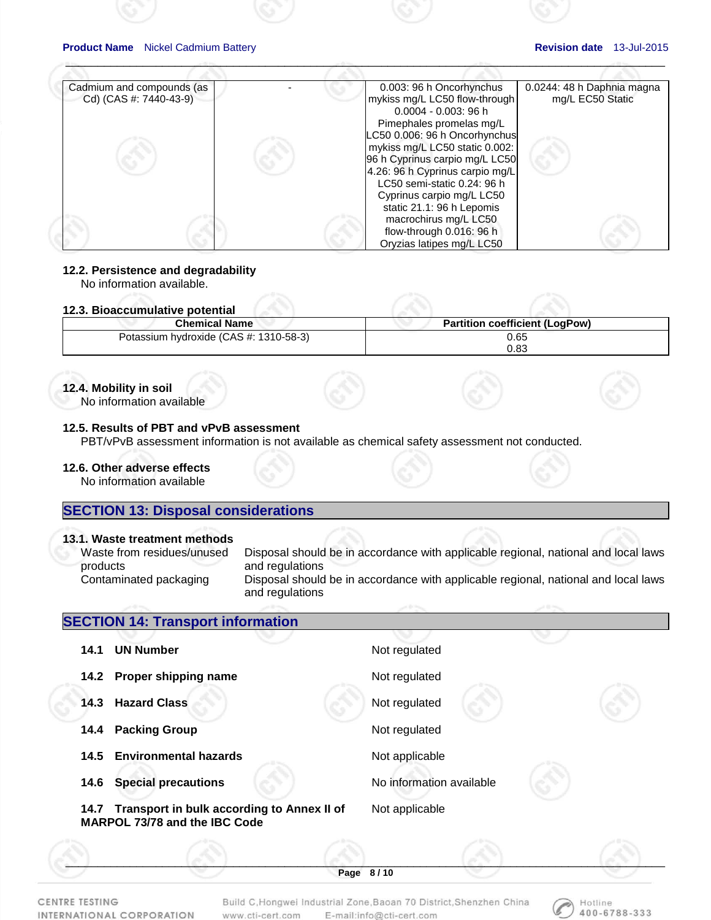| Cadmium and compounds (as Cd) (CAS #: 7440-43-9) | - | 0.003: 96 h Oncorhynchus mykiss mg/L LC50 flow-through 0.0004 - 0.003: 96 h Pimephales promelas mg/L LC50 0.006: 96 h Oncorhynchus mykiss mg/L LC50 static 0.002: 96 h Cyprinus carpio mg/L LC50 4.26: 96 h Cyprinus carpio mg/L LC50 semi-static 0.24: 96 h Cyprinus carpio mg/L LC50 static 21.1: 96 h Lepomis macrochirus mg/L LC50 flow-through 0.016: 96 h Oryzias latipes mg/L LC50 | 0.0244: 48 h Daphnia magna mg/L EC50 Static |
|---|---|---|---|

**12.2. Persistence and degradability**

No information available.

**12.3. Bioaccumulative potential**

| Chemical Name | Partition coefficient (LogPow) |
|---|---|
| Potassium hydroxide (CAS #: 1310-58-3) | 0.65<br>0.83 |

**12.4. Mobility in soil**

No information available

**12.5. Results of PBT and vPvB assessment**

PBT/vPvB assessment information is not available as chemical safety assessment not conducted.

**12.6. Other adverse effects**

No information available

## SECTION 13: Disposal considerations

**13.1. Waste treatment methods**

| | |
|---|---|
| Waste from residues/unused products | Disposal should be in accordance with applicable regional, national and local laws and regulations |
| Contaminated packaging | Disposal should be in accordance with applicable regional, national and local laws and regulations |

## SECTION 14: Transport information

| | |
|---|---|
| **14.1 UN Number** | Not regulated |
| **14.2 Proper shipping name** | Not regulated |
| **14.3 Hazard Class** | Not regulated |
| **14.4 Packing Group** | Not regulated |
| **14.5 Environmental hazards** | Not applicable |
| **14.6 Special precautions** | No information available |
| **14.7 Transport in bulk according to Annex II of MARPOL 73/78 and the IBC Code** | Not applicable |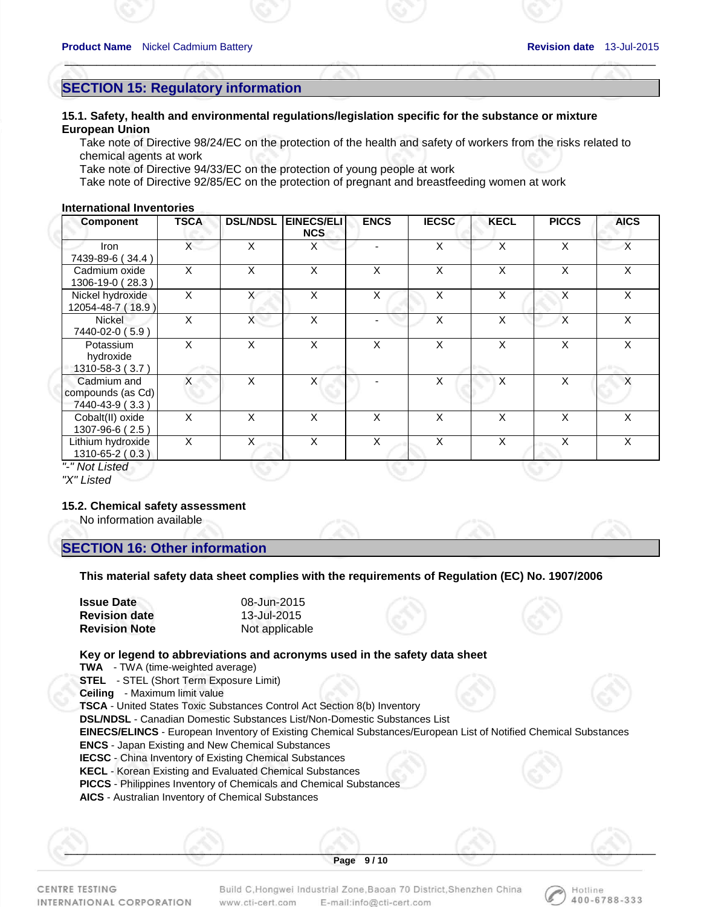## SECTION 15: Regulatory information

### 15.1. Safety, health and environmental regulations/legislation specific for the substance or mixture

**European Union**

Take note of Directive 98/24/EC on the protection of the health and safety of workers from the risks related to chemical agents at work
Take note of Directive 94/33/EC on the protection of young people at work
Take note of Directive 92/85/EC on the protection of pregnant and breastfeeding women at work

**International Inventories**

| Component | TSCA | DSL/NDSL | EINECS/ELINCS | ENCS | IECSC | KECL | PICCS | AICS |
|---|---|---|---|---|---|---|---|---|
| Iron 7439-89-6 ( 34.4 ) | X | X | X | - | X | X | X | X |
| Cadmium oxide 1306-19-0 ( 28.3 ) | X | X | X | X | X | X | X | X |
| Nickel hydroxide 12054-48-7 ( 18.9 ) | X | X | X | X | X | X | X | X |
| Nickel 7440-02-0 ( 5.9 ) | X | X | X | - | X | X | X | X |
| Potassium hydroxide 1310-58-3 ( 3.7 ) | X | X | X | X | X | X | X | X |
| Cadmium and compounds (as Cd) 7440-43-9 ( 3.3 ) | X | X | X | - | X | X | X | X |
| Cobalt(II) oxide 1307-96-6 ( 2.5 ) | X | X | X | X | X | X | X | X |
| Lithium hydroxide 1310-65-2 ( 0.3 ) | X | X | X | X | X | X | X | X |

*"-" Not Listed*
*"X" Listed*

### 15.2. Chemical safety assessment

No information available

## SECTION 16: Other information

**This material safety data sheet complies with the requirements of Regulation (EC) No. 1907/2006**

| | |
|---|---|
| **Issue Date** | 08-Jun-2015 |
| **Revision date** | 13-Jul-2015 |
| **Revision Note** | Not applicable |

**Key or legend to abbreviations and acronyms used in the safety data sheet**

**TWA** - TWA (time-weighted average)
**STEL** - STEL (Short Term Exposure Limit)
**Ceiling** - Maximum limit value
**TSCA** - United States Toxic Substances Control Act Section 8(b) Inventory
**DSL/NDSL** - Canadian Domestic Substances List/Non-Domestic Substances List
**EINECS/ELINCS** - European Inventory of Existing Chemical Substances/European List of Notified Chemical Substances
**ENCS** - Japan Existing and New Chemical Substances
**IECSC** - China Inventory of Existing Chemical Substances
**KECL** - Korean Existing and Evaluated Chemical Substances
**PICCS** - Philippines Inventory of Chemicals and Chemical Substances
**AICS** - Australian Inventory of Chemical Substances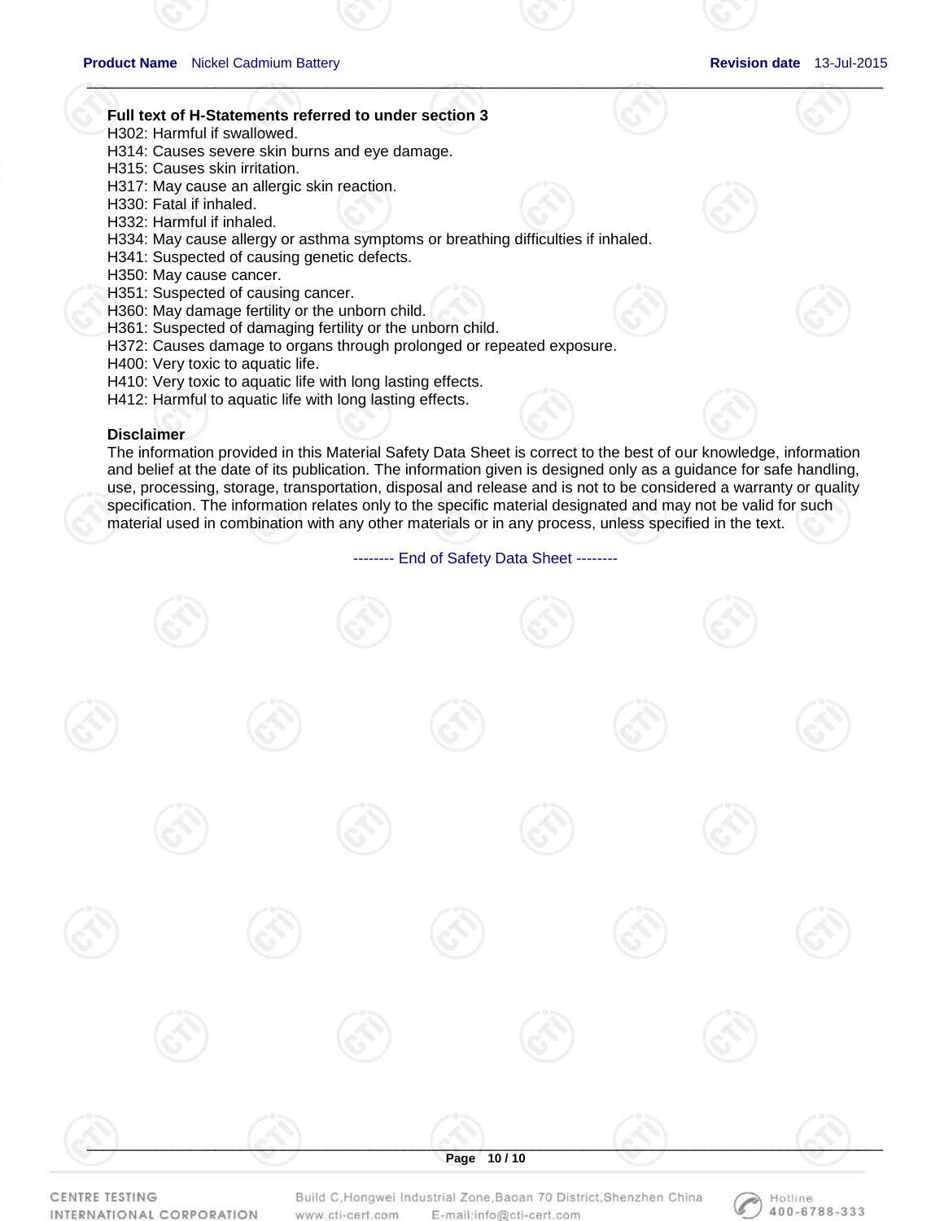**Full text of H-Statements referred to under section 3**

H302: Harmful if swallowed.
H314: Causes severe skin burns and eye damage.
H315: Causes skin irritation.
H317: May cause an allergic skin reaction.
H330: Fatal if inhaled.
H332: Harmful if inhaled.
H334: May cause allergy or asthma symptoms or breathing difficulties if inhaled.
H341: Suspected of causing genetic defects.
H350: May cause cancer.
H351: Suspected of causing cancer.
H360: May damage fertility or the unborn child.
H361: Suspected of damaging fertility or the unborn child.
H372: Causes damage to organs through prolonged or repeated exposure.
H400: Very toxic to aquatic life.
H410: Very toxic to aquatic life with long lasting effects.
H412: Harmful to aquatic life with long lasting effects.

**Disclaimer**

The information provided in this Material Safety Data Sheet is correct to the best of our knowledge, information and belief at the date of its publication. The information given is designed only as a guidance for safe handling, use, processing, storage, transportation, disposal and release and is not to be considered a warranty or quality specification. The information relates only to the specific material designated and may not be valid for such material used in combination with any other materials or in any process, unless specified in the text.

-------- End of Safety Data Sheet --------